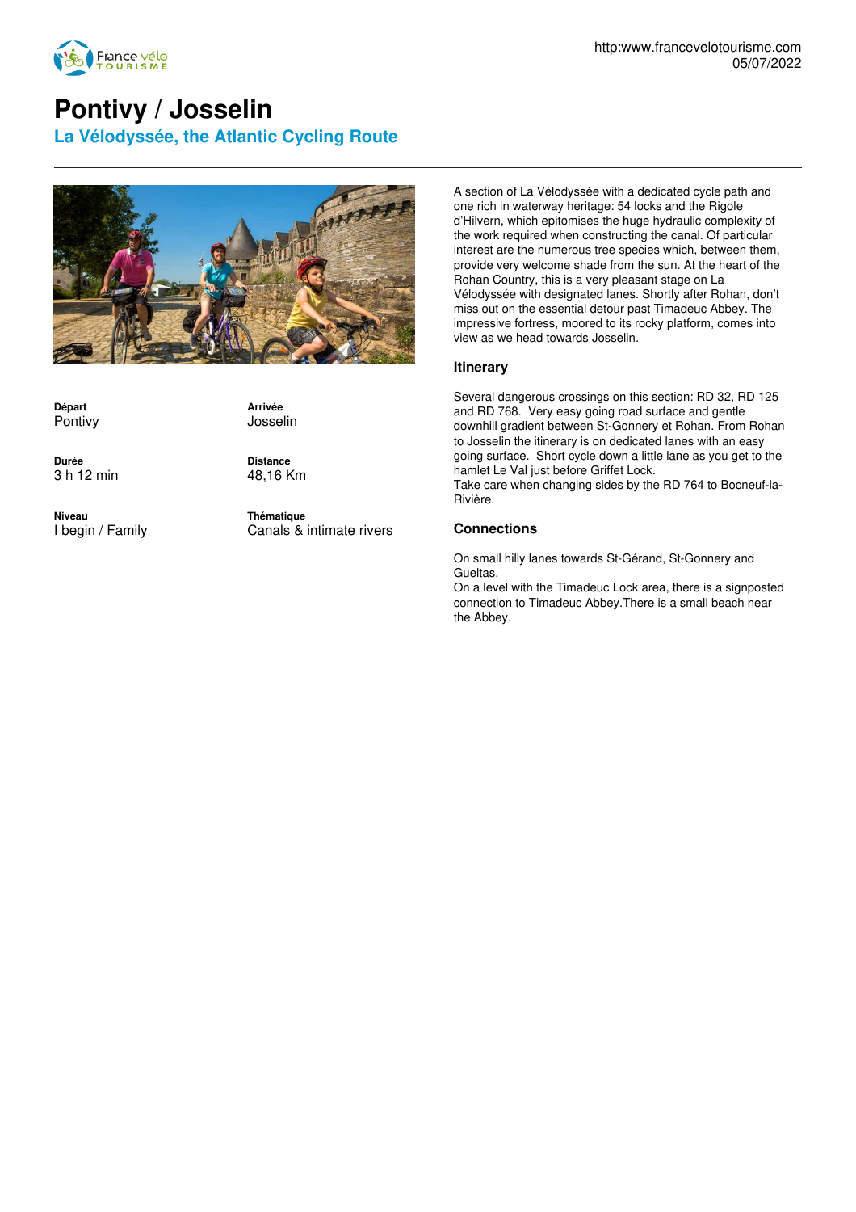# Pontivy / Josselin

## La Vélodyssée, the Atlantic Cycling Route

**Départ**
Pontivy

**Arrivée**
Josselin

**Durée**
3 h 12 min

**Distance**
48,16 Km

**Niveau**
I begin / Family

**Thématique**
Canals & intimate rivers

A section of La Vélodyssée with a dedicated cycle path and one rich in waterway heritage: 54 locks and the Rigole d'Hilvern, which epitomises the huge hydraulic complexity of the work required when constructing the canal. Of particular interest are the numerous tree species which, between them, provide very welcome shade from the sun. At the heart of the Rohan Country, this is a very pleasant stage on La Vélodyssée with designated lanes. Shortly after Rohan, don't miss out on the essential detour past Timadeuc Abbey. The impressive fortress, moored to its rocky platform, comes into view as we head towards Josselin.

### Itinerary

Several dangerous crossings on this section: RD 32, RD 125 and RD 768. Very easy going road surface and gentle downhill gradient between St-Gonnery et Rohan. From Rohan to Josselin the itinerary is on dedicated lanes with an easy going surface. Short cycle down a little lane as you get to the hamlet Le Val just before Griffet Lock.
Take care when changing sides by the RD 764 to Bocneuf-la-Rivière.

### Connections

On small hilly lanes towards St-Gérand, St-Gonnery and Gueltas.
On a level with the Timadeuc Lock area, there is a signposted connection to Timadeuc Abbey.There is a small beach near the Abbey.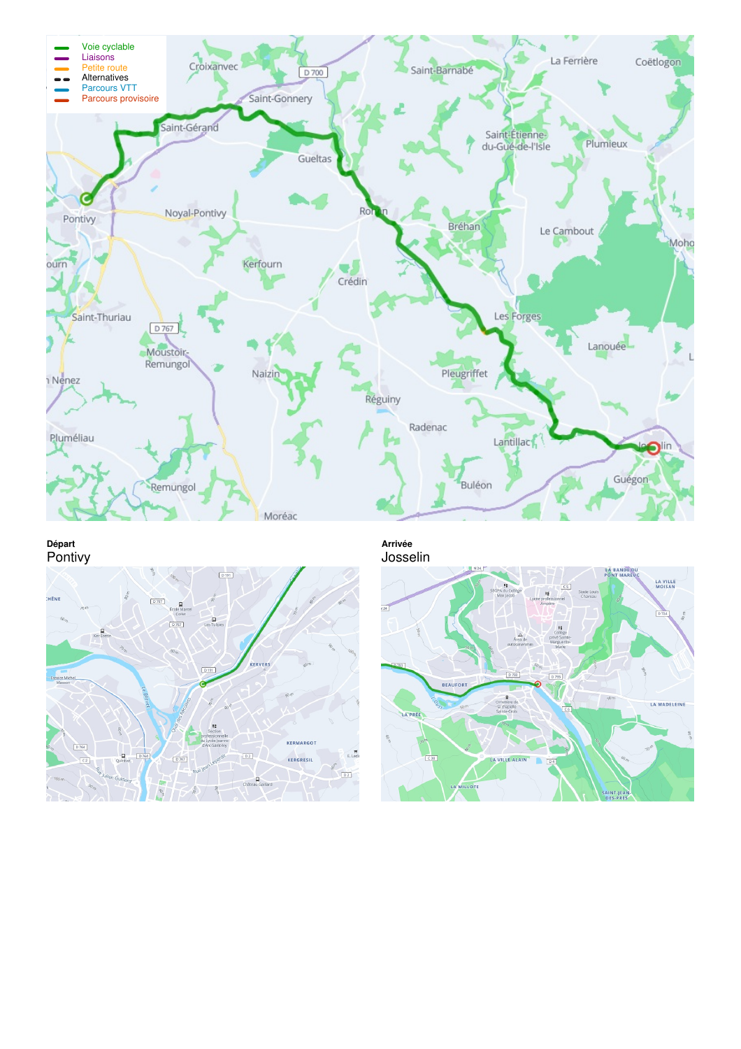Voie cyclable
Liaisons
Petite route
Alternatives
Parcours VTT
Parcours provisoire

**Départ**
Pontivy

**Arrivée**
Josselin